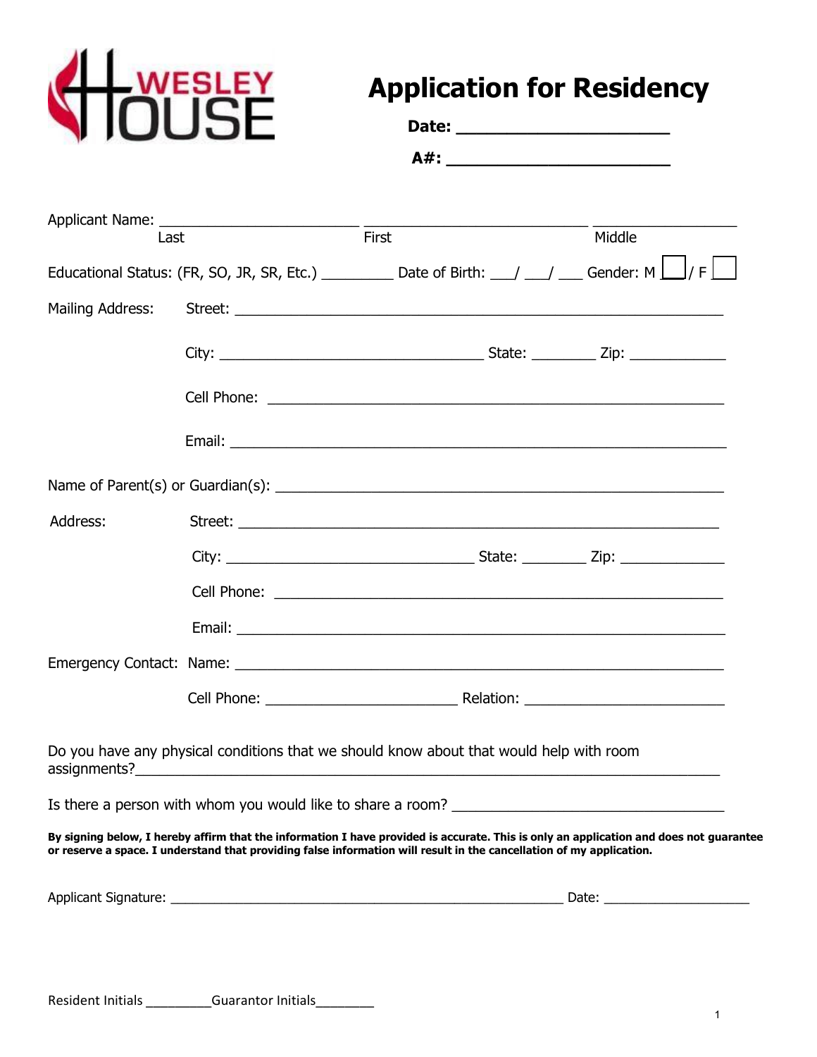WESLEY HOUSE

# Application for Residency

**Date: ____________________**

**A#: ______________________**

Applicant Name: ________________________ ___________________________ _________________
Last First Middle

Educational Status: (FR, SO, JR, SR, Etc.) _________ Date of Birth: ___/ ___/ ___ Gender: M ☐ / F ☐

Mailing Address: Street: ____________________________________________________________

City: _________________________________ State: ________ Zip: ____________

Cell Phone: _______________________________________________________

Email: ____________________________________________________________

Name of Parent(s) or Guardian(s): _______________________________________________________

Address: Street: ____________________________________________________________

City: _______________________________ State: ________ Zip: _____________

Cell Phone: _______________________________________________________

Email: ____________________________________________________________

Emergency Contact: Name: ____________________________________________________________

Cell Phone: ________________________ Relation: _________________________

Do you have any physical conditions that we should know about that would help with room assignments?___________________________________________________________________________

Is there a person with whom you would like to share a room? ___________________________________

**By signing below, I hereby affirm that the information I have provided is accurate. This is only an application and does not guarantee or reserve a space. I understand that providing false information will result in the cancellation of my application.**

Applicant Signature: __________________________________________________ Date: ____________________

Resident Initials _________Guarantor Initials________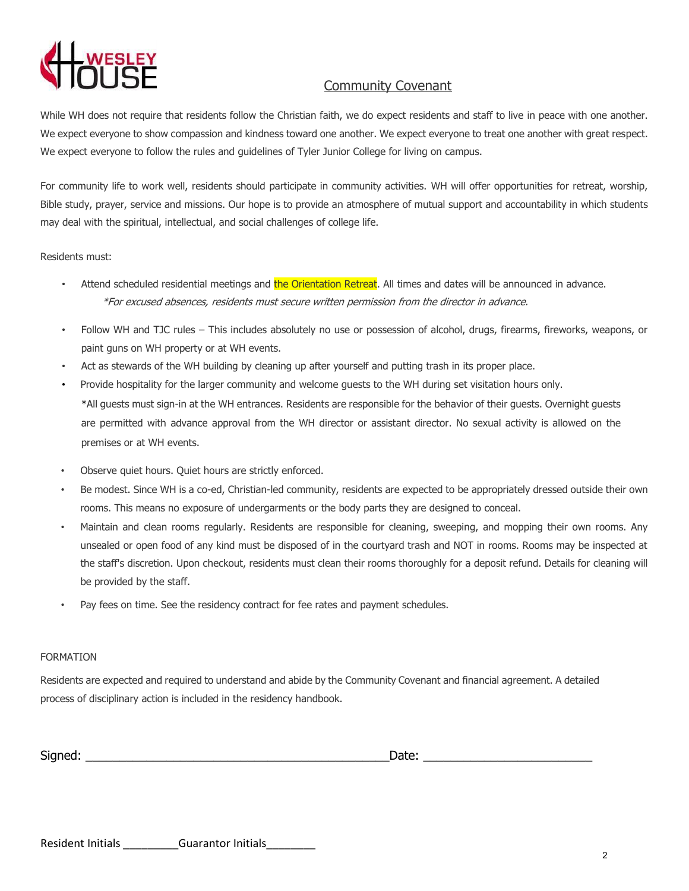WESLEY HOUSE

## Community Covenant

While WH does not require that residents follow the Christian faith, we do expect residents and staff to live in peace with one another. We expect everyone to show compassion and kindness toward one another. We expect everyone to treat one another with great respect. We expect everyone to follow the rules and guidelines of Tyler Junior College for living on campus.

For community life to work well, residents should participate in community activities. WH will offer opportunities for retreat, worship, Bible study, prayer, service and missions. Our hope is to provide an atmosphere of mutual support and accountability in which students may deal with the spiritual, intellectual, and social challenges of college life.

Residents must:

- Attend scheduled residential meetings and the Orientation Retreat. All times and dates will be announced in advance.
  *For excused absences, residents must secure written permission from the director in advance.*
- Follow WH and TJC rules – This includes absolutely no use or possession of alcohol, drugs, firearms, fireworks, weapons, or paint guns on WH property or at WH events.
- Act as stewards of the WH building by cleaning up after yourself and putting trash in its proper place.
- Provide hospitality for the larger community and welcome guests to the WH during set visitation hours only.
  *All guests must sign-in at the WH entrances. Residents are responsible for the behavior of their guests. Overnight guests are permitted with advance approval from the WH director or assistant director. No sexual activity is allowed on the premises or at WH events.
- Observe quiet hours. Quiet hours are strictly enforced.
- Be modest. Since WH is a co-ed, Christian-led community, residents are expected to be appropriately dressed outside their own rooms. This means no exposure of undergarments or the body parts they are designed to conceal.
- Maintain and clean rooms regularly. Residents are responsible for cleaning, sweeping, and mopping their own rooms. Any unsealed or open food of any kind must be disposed of in the courtyard trash and NOT in rooms. Rooms may be inspected at the staff's discretion. Upon checkout, residents must clean their rooms thoroughly for a deposit refund. Details for cleaning will be provided by the staff.
- Pay fees on time. See the residency contract for fee rates and payment schedules.

FORMATION

Residents are expected and required to understand and abide by the Community Covenant and financial agreement. A detailed process of disciplinary action is included in the residency handbook.

Signed: ____________________________________________ Date: _________________________

Resident Initials _________ Guarantor Initials________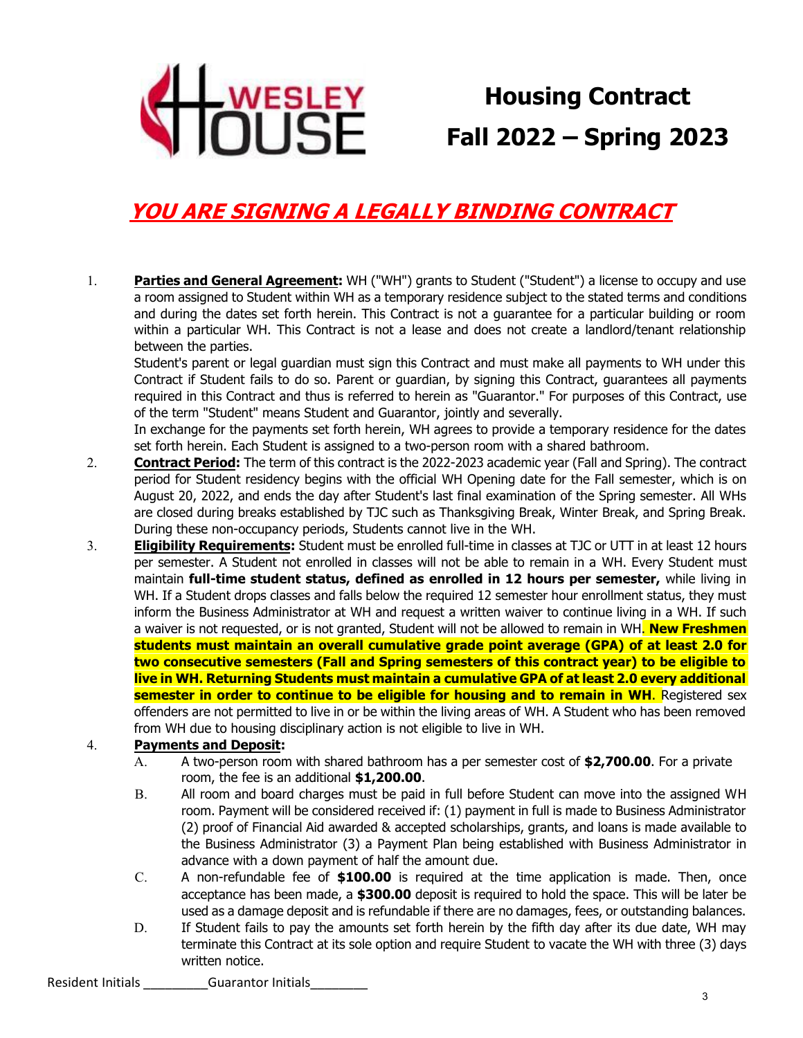# Housing Contract Fall 2022 – Spring 2023

***YOU ARE SIGNING A LEGALLY BINDING CONTRACT***

1. **Parties and General Agreement:** WH ("WH") grants to Student ("Student") a license to occupy and use a room assigned to Student within WH as a temporary residence subject to the stated terms and conditions and during the dates set forth herein. This Contract is not a guarantee for a particular building or room within a particular WH. This Contract is not a lease and does not create a landlord/tenant relationship between the parties.
   Student's parent or legal guardian must sign this Contract and must make all payments to WH under this Contract if Student fails to do so. Parent or guardian, by signing this Contract, guarantees all payments required in this Contract and thus is referred to herein as "Guarantor." For purposes of this Contract, use of the term "Student" means Student and Guarantor, jointly and severally.
   In exchange for the payments set forth herein, WH agrees to provide a temporary residence for the dates set forth herein. Each Student is assigned to a two-person room with a shared bathroom.
2. **Contract Period:** The term of this contract is the 2022-2023 academic year (Fall and Spring). The contract period for Student residency begins with the official WH Opening date for the Fall semester, which is on August 20, 2022, and ends the day after Student's last final examination of the Spring semester. All WHs are closed during breaks established by TJC such as Thanksgiving Break, Winter Break, and Spring Break. During these non-occupancy periods, Students cannot live in the WH.
3. **Eligibility Requirements:** Student must be enrolled full-time in classes at TJC or UTT in at least 12 hours per semester. A Student not enrolled in classes will not be able to remain in a WH. Every Student must maintain **full-time student status, defined as enrolled in 12 hours per semester,** while living in WH. If a Student drops classes and falls below the required 12 semester hour enrollment status, they must inform the Business Administrator at WH and request a written waiver to continue living in a WH. If such a waiver is not requested, or is not granted, Student will not be allowed to remain in WH. **New Freshmen students must maintain an overall cumulative grade point average (GPA) of at least 2.0 for two consecutive semesters (Fall and Spring semesters of this contract year) to be eligible to live in WH. Returning Students must maintain a cumulative GPA of at least 2.0 every additional semester in order to continue to be eligible for housing and to remain in WH**. Registered sex offenders are not permitted to live in or be within the living areas of WH. A Student who has been removed from WH due to housing disciplinary action is not eligible to live in WH.
4. **Payments and Deposit:**
   - A. A two-person room with shared bathroom has a per semester cost of **$2,700.00**. For a private room, the fee is an additional **$1,200.00**.
   - B. All room and board charges must be paid in full before Student can move into the assigned WH room. Payment will be considered received if: (1) payment in full is made to Business Administrator (2) proof of Financial Aid awarded & accepted scholarships, grants, and loans is made available to the Business Administrator (3) a Payment Plan being established with Business Administrator in advance with a down payment of half the amount due.
   - C. A non-refundable fee of **$100.00** is required at the time application is made. Then, once acceptance has been made, a **$300.00** deposit is required to hold the space. This will be later be used as a damage deposit and is refundable if there are no damages, fees, or outstanding balances.
   - D. If Student fails to pay the amounts set forth herein by the fifth day after its due date, WH may terminate this Contract at its sole option and require Student to vacate the WH with three (3) days written notice.

Resident Initials _________Guarantor Initials________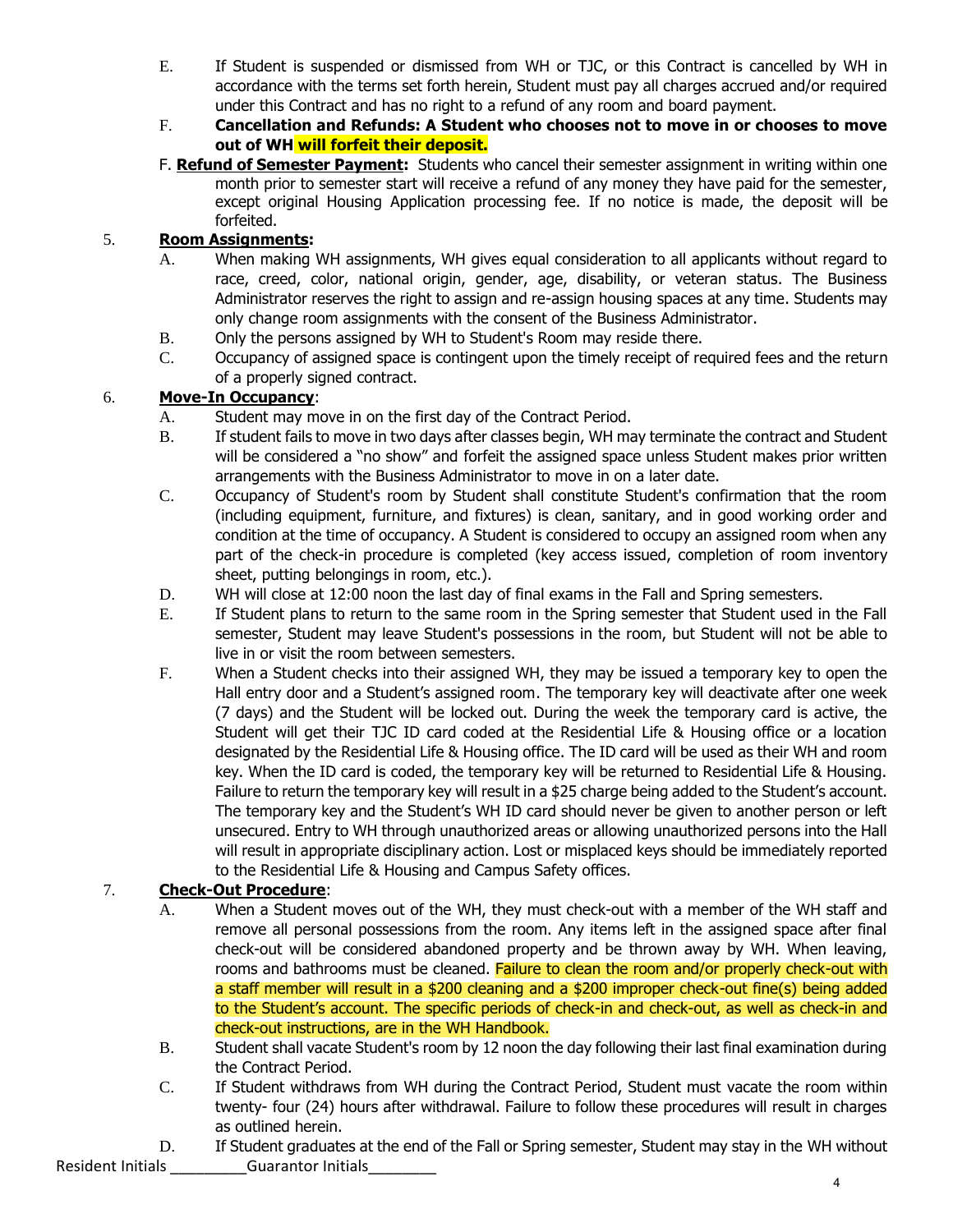E. If Student is suspended or dismissed from WH or TJC, or this Contract is cancelled by WH in accordance with the terms set forth herein, Student must pay all charges accrued and/or required under this Contract and has no right to a refund of any room and board payment.

F. **Cancellation and Refunds: A Student who chooses not to move in or chooses to move out of WH will forfeit their deposit.**

F. **Refund of Semester Payment:** Students who cancel their semester assignment in writing within one month prior to semester start will receive a refund of any money they have paid for the semester, except original Housing Application processing fee. If no notice is made, the deposit will be forfeited.

5. **Room Assignments:**

A. When making WH assignments, WH gives equal consideration to all applicants without regard to race, creed, color, national origin, gender, age, disability, or veteran status. The Business Administrator reserves the right to assign and re-assign housing spaces at any time. Students may only change room assignments with the consent of the Business Administrator.

B. Only the persons assigned by WH to Student's Room may reside there.

C. Occupancy of assigned space is contingent upon the timely receipt of required fees and the return of a properly signed contract.

6. **Move-In Occupancy**:

A. Student may move in on the first day of the Contract Period.

B. If student fails to move in two days after classes begin, WH may terminate the contract and Student will be considered a "no show" and forfeit the assigned space unless Student makes prior written arrangements with the Business Administrator to move in on a later date.

C. Occupancy of Student's room by Student shall constitute Student's confirmation that the room (including equipment, furniture, and fixtures) is clean, sanitary, and in good working order and condition at the time of occupancy. A Student is considered to occupy an assigned room when any part of the check-in procedure is completed (key access issued, completion of room inventory sheet, putting belongings in room, etc.).

D. WH will close at 12:00 noon the last day of final exams in the Fall and Spring semesters.

E. If Student plans to return to the same room in the Spring semester that Student used in the Fall semester, Student may leave Student's possessions in the room, but Student will not be able to live in or visit the room between semesters.

F. When a Student checks into their assigned WH, they may be issued a temporary key to open the Hall entry door and a Student's assigned room. The temporary key will deactivate after one week (7 days) and the Student will be locked out. During the week the temporary card is active, the Student will get their TJC ID card coded at the Residential Life & Housing office or a location designated by the Residential Life & Housing office. The ID card will be used as their WH and room key. When the ID card is coded, the temporary key will be returned to Residential Life & Housing. Failure to return the temporary key will result in a $25 charge being added to the Student's account. The temporary key and the Student's WH ID card should never be given to another person or left unsecured. Entry to WH through unauthorized areas or allowing unauthorized persons into the Hall will result in appropriate disciplinary action. Lost or misplaced keys should be immediately reported to the Residential Life & Housing and Campus Safety offices.

7. **Check-Out Procedure**:

A. When a Student moves out of the WH, they must check-out with a member of the WH staff and remove all personal possessions from the room. Any items left in the assigned space after final check-out will be considered abandoned property and be thrown away by WH. When leaving, rooms and bathrooms must be cleaned. Failure to clean the room and/or properly check-out with a staff member will result in a $200 cleaning and a $200 improper check-out fine(s) being added to the Student's account. The specific periods of check-in and check-out, as well as check-in and check-out instructions, are in the WH Handbook.

B. Student shall vacate Student's room by 12 noon the day following their last final examination during the Contract Period.

C. If Student withdraws from WH during the Contract Period, Student must vacate the room within twenty- four (24) hours after withdrawal. Failure to follow these procedures will result in charges as outlined herein.

D. If Student graduates at the end of the Fall or Spring semester, Student may stay in the WH without

Resident Initials _________Guarantor Initials________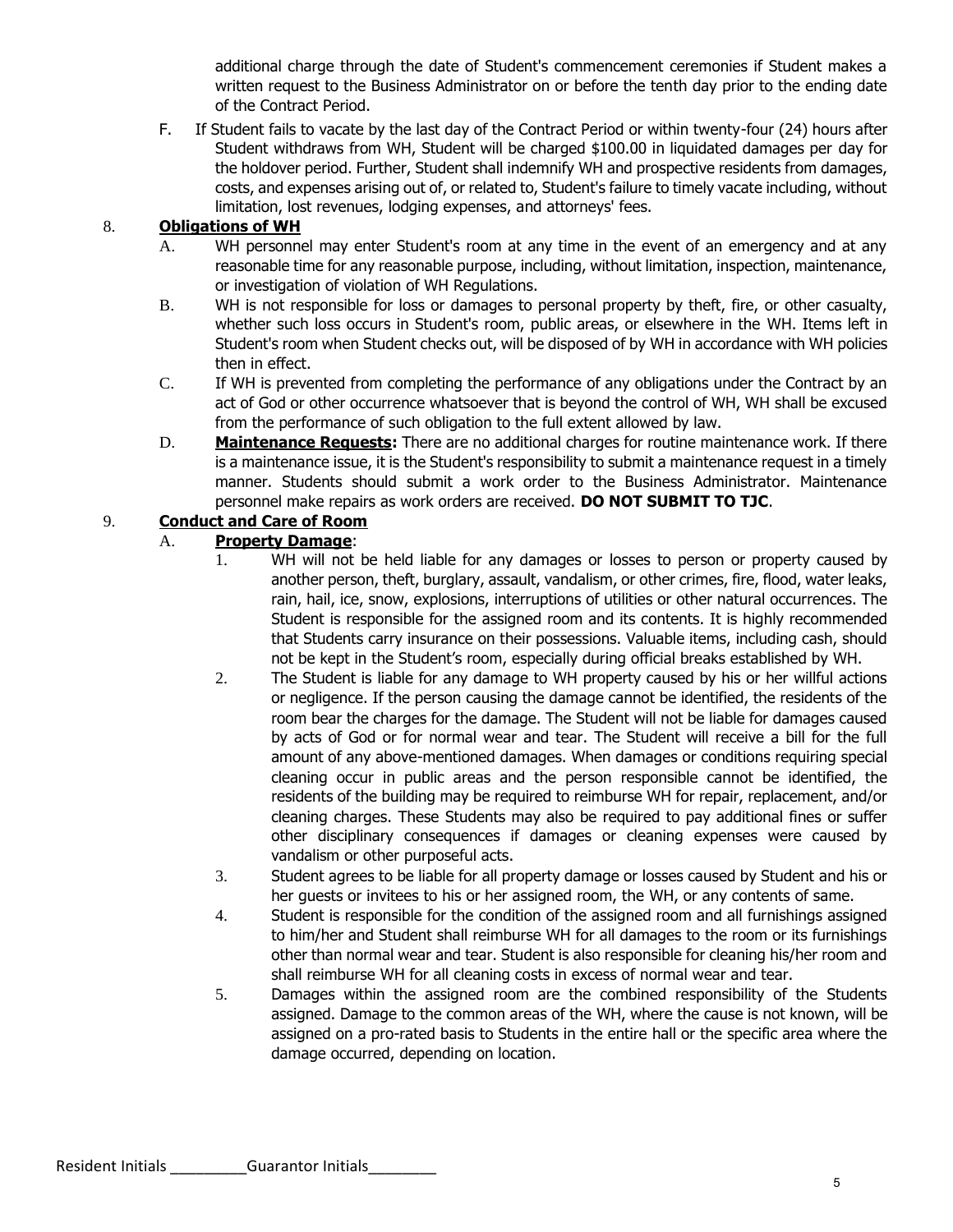additional charge through the date of Student's commencement ceremonies if Student makes a written request to the Business Administrator on or before the tenth day prior to the ending date of the Contract Period.

F. If Student fails to vacate by the last day of the Contract Period or within twenty-four (24) hours after Student withdraws from WH, Student will be charged $100.00 in liquidated damages per day for the holdover period. Further, Student shall indemnify WH and prospective residents from damages, costs, and expenses arising out of, or related to, Student's failure to timely vacate including, without limitation, lost revenues, lodging expenses, and attorneys' fees.

8. **Obligations of WH**

A. WH personnel may enter Student's room at any time in the event of an emergency and at any reasonable time for any reasonable purpose, including, without limitation, inspection, maintenance, or investigation of violation of WH Regulations.

B. WH is not responsible for loss or damages to personal property by theft, fire, or other casualty, whether such loss occurs in Student's room, public areas, or elsewhere in the WH. Items left in Student's room when Student checks out, will be disposed of by WH in accordance with WH policies then in effect.

C. If WH is prevented from completing the performance of any obligations under the Contract by an act of God or other occurrence whatsoever that is beyond the control of WH, WH shall be excused from the performance of such obligation to the full extent allowed by law.

D. **Maintenance Requests:** There are no additional charges for routine maintenance work. If there is a maintenance issue, it is the Student's responsibility to submit a maintenance request in a timely manner. Students should submit a work order to the Business Administrator. Maintenance personnel make repairs as work orders are received. **DO NOT SUBMIT TO TJC**.

9. **Conduct and Care of Room**

A. **Property Damage**:

1. WH will not be held liable for any damages or losses to person or property caused by another person, theft, burglary, assault, vandalism, or other crimes, fire, flood, water leaks, rain, hail, ice, snow, explosions, interruptions of utilities or other natural occurrences. The Student is responsible for the assigned room and its contents. It is highly recommended that Students carry insurance on their possessions. Valuable items, including cash, should not be kept in the Student's room, especially during official breaks established by WH.

2. The Student is liable for any damage to WH property caused by his or her willful actions or negligence. If the person causing the damage cannot be identified, the residents of the room bear the charges for the damage. The Student will not be liable for damages caused by acts of God or for normal wear and tear. The Student will receive a bill for the full amount of any above-mentioned damages. When damages or conditions requiring special cleaning occur in public areas and the person responsible cannot be identified, the residents of the building may be required to reimburse WH for repair, replacement, and/or cleaning charges. These Students may also be required to pay additional fines or suffer other disciplinary consequences if damages or cleaning expenses were caused by vandalism or other purposeful acts.

3. Student agrees to be liable for all property damage or losses caused by Student and his or her guests or invitees to his or her assigned room, the WH, or any contents of same.

4. Student is responsible for the condition of the assigned room and all furnishings assigned to him/her and Student shall reimburse WH for all damages to the room or its furnishings other than normal wear and tear. Student is also responsible for cleaning his/her room and shall reimburse WH for all cleaning costs in excess of normal wear and tear.

5. Damages within the assigned room are the combined responsibility of the Students assigned. Damage to the common areas of the WH, where the cause is not known, will be assigned on a pro-rated basis to Students in the entire hall or the specific area where the damage occurred, depending on location.

Resident Initials _________Guarantor Initials________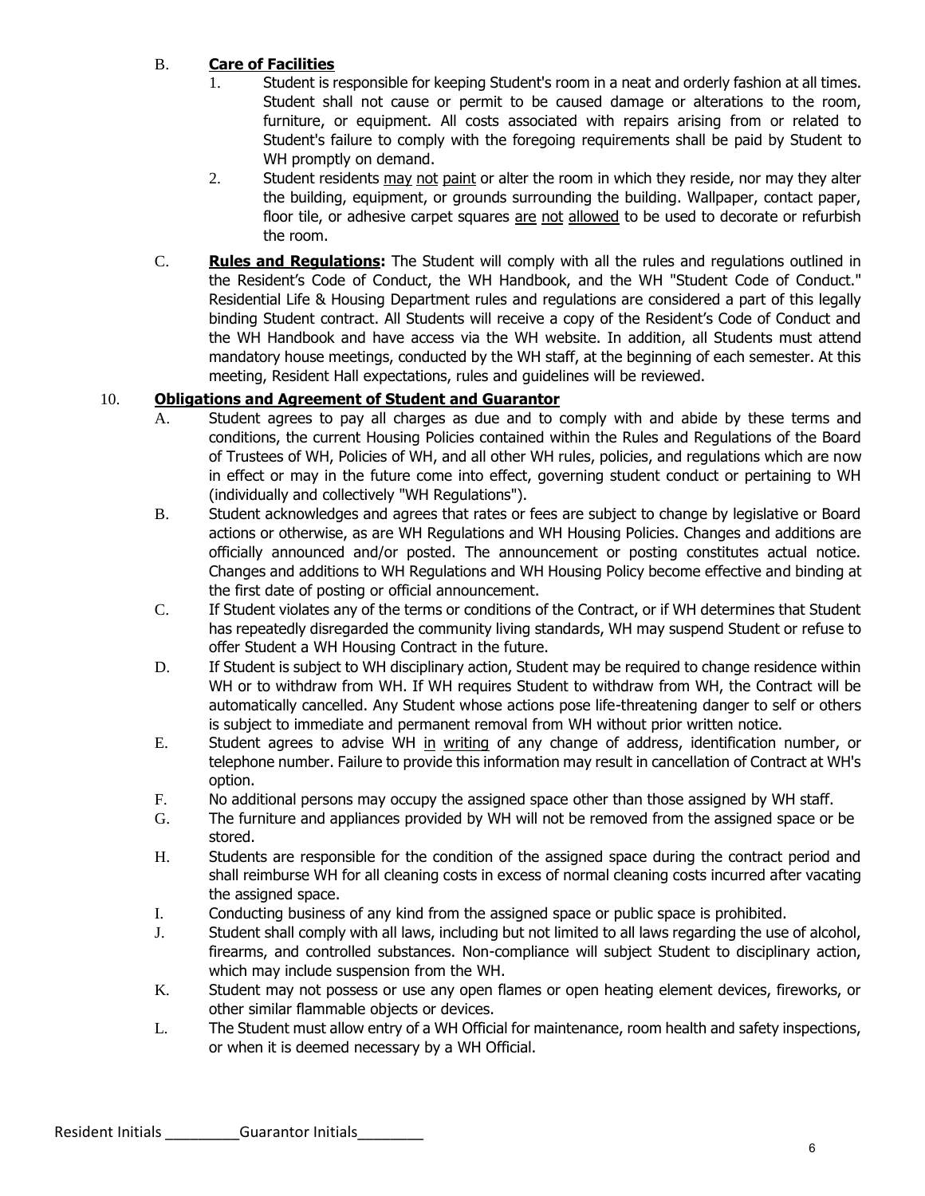B. **Care of Facilities**

1. Student is responsible for keeping Student's room in a neat and orderly fashion at all times. Student shall not cause or permit to be caused damage or alterations to the room, furniture, or equipment. All costs associated with repairs arising from or related to Student's failure to comply with the foregoing requirements shall be paid by Student to WH promptly on demand.
2. Student residents may not paint or alter the room in which they reside, nor may they alter the building, equipment, or grounds surrounding the building. Wallpaper, contact paper, floor tile, or adhesive carpet squares are not allowed to be used to decorate or refurbish the room.

C. **Rules and Regulations:** The Student will comply with all the rules and regulations outlined in the Resident's Code of Conduct, the WH Handbook, and the WH "Student Code of Conduct." Residential Life & Housing Department rules and regulations are considered a part of this legally binding Student contract. All Students will receive a copy of the Resident's Code of Conduct and the WH Handbook and have access via the WH website. In addition, all Students must attend mandatory house meetings, conducted by the WH staff, at the beginning of each semester. At this meeting, Resident Hall expectations, rules and guidelines will be reviewed.

10. **Obligations and Agreement of Student and Guarantor**

A. Student agrees to pay all charges as due and to comply with and abide by these terms and conditions, the current Housing Policies contained within the Rules and Regulations of the Board of Trustees of WH, Policies of WH, and all other WH rules, policies, and regulations which are now in effect or may in the future come into effect, governing student conduct or pertaining to WH (individually and collectively "WH Regulations").

B. Student acknowledges and agrees that rates or fees are subject to change by legislative or Board actions or otherwise, as are WH Regulations and WH Housing Policies. Changes and additions are officially announced and/or posted. The announcement or posting constitutes actual notice. Changes and additions to WH Regulations and WH Housing Policy become effective and binding at the first date of posting or official announcement.

C. If Student violates any of the terms or conditions of the Contract, or if WH determines that Student has repeatedly disregarded the community living standards, WH may suspend Student or refuse to offer Student a WH Housing Contract in the future.

D. If Student is subject to WH disciplinary action, Student may be required to change residence within WH or to withdraw from WH. If WH requires Student to withdraw from WH, the Contract will be automatically cancelled. Any Student whose actions pose life-threatening danger to self or others is subject to immediate and permanent removal from WH without prior written notice.

E. Student agrees to advise WH in writing of any change of address, identification number, or telephone number. Failure to provide this information may result in cancellation of Contract at WH's option.

F. No additional persons may occupy the assigned space other than those assigned by WH staff.

G. The furniture and appliances provided by WH will not be removed from the assigned space or be stored.

H. Students are responsible for the condition of the assigned space during the contract period and shall reimburse WH for all cleaning costs in excess of normal cleaning costs incurred after vacating the assigned space.

I. Conducting business of any kind from the assigned space or public space is prohibited.

J. Student shall comply with all laws, including but not limited to all laws regarding the use of alcohol, firearms, and controlled substances. Non-compliance will subject Student to disciplinary action, which may include suspension from the WH.

K. Student may not possess or use any open flames or open heating element devices, fireworks, or other similar flammable objects or devices.

L. The Student must allow entry of a WH Official for maintenance, room health and safety inspections, or when it is deemed necessary by a WH Official.

Resident Initials _________Guarantor Initials________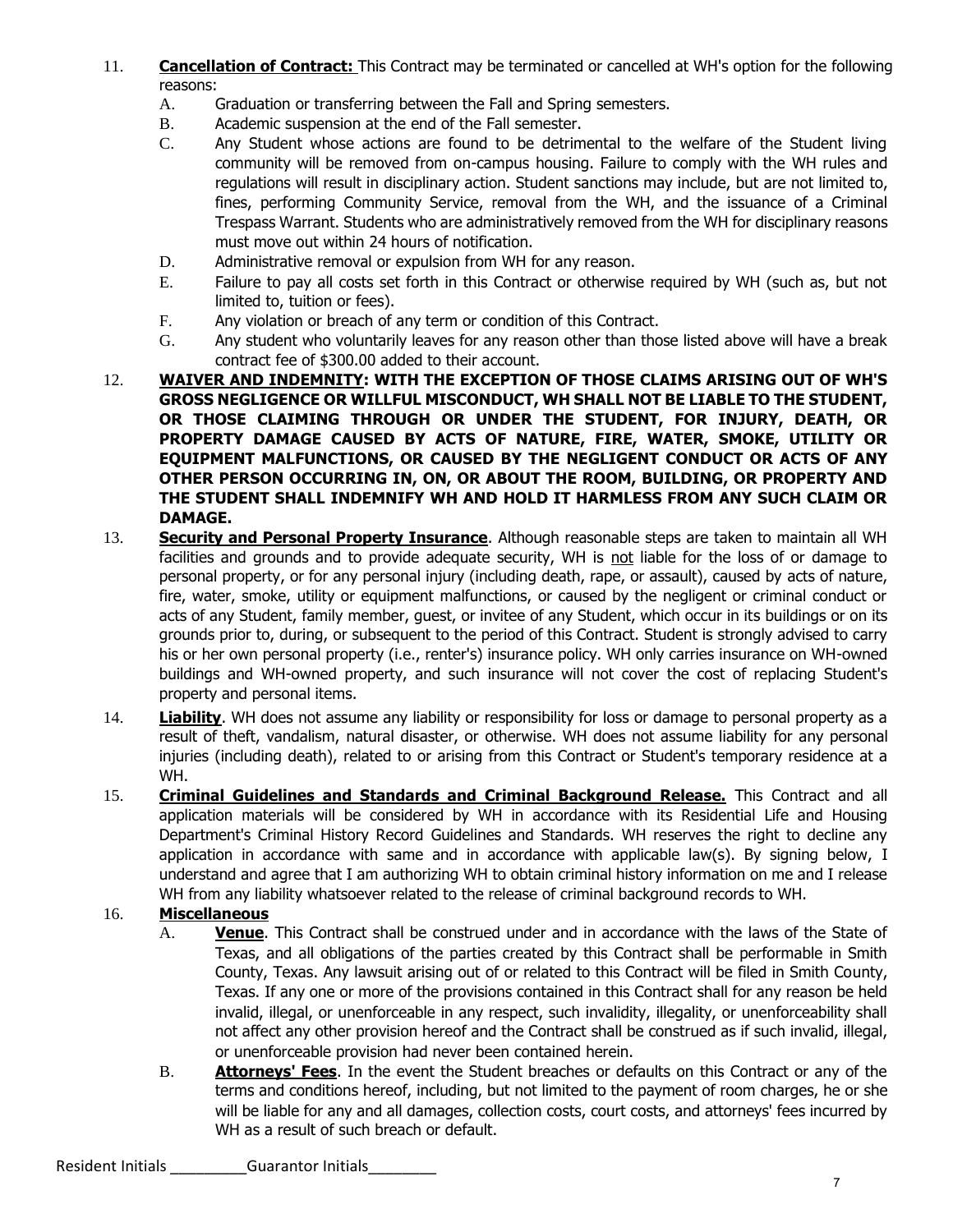11. **Cancellation of Contract:** This Contract may be terminated or cancelled at WH's option for the following reasons:
    A. Graduation or transferring between the Fall and Spring semesters.
    B. Academic suspension at the end of the Fall semester.
    C. Any Student whose actions are found to be detrimental to the welfare of the Student living community will be removed from on-campus housing. Failure to comply with the WH rules and regulations will result in disciplinary action. Student sanctions may include, but are not limited to, fines, performing Community Service, removal from the WH, and the issuance of a Criminal Trespass Warrant. Students who are administratively removed from the WH for disciplinary reasons must move out within 24 hours of notification.
    D. Administrative removal or expulsion from WH for any reason.
    E. Failure to pay all costs set forth in this Contract or otherwise required by WH (such as, but not limited to, tuition or fees).
    F. Any violation or breach of any term or condition of this Contract.
    G. Any student who voluntarily leaves for any reason other than those listed above will have a break contract fee of $300.00 added to their account.
12. **WAIVER AND INDEMNITY: WITH THE EXCEPTION OF THOSE CLAIMS ARISING OUT OF WH'S GROSS NEGLIGENCE OR WILLFUL MISCONDUCT, WH SHALL NOT BE LIABLE TO THE STUDENT, OR THOSE CLAIMING THROUGH OR UNDER THE STUDENT, FOR INJURY, DEATH, OR PROPERTY DAMAGE CAUSED BY ACTS OF NATURE, FIRE, WATER, SMOKE, UTILITY OR EQUIPMENT MALFUNCTIONS, OR CAUSED BY THE NEGLIGENT CONDUCT OR ACTS OF ANY OTHER PERSON OCCURRING IN, ON, OR ABOUT THE ROOM, BUILDING, OR PROPERTY AND THE STUDENT SHALL INDEMNIFY WH AND HOLD IT HARMLESS FROM ANY SUCH CLAIM OR DAMAGE.**
13. **Security and Personal Property Insurance**. Although reasonable steps are taken to maintain all WH facilities and grounds and to provide adequate security, WH is not liable for the loss of or damage to personal property, or for any personal injury (including death, rape, or assault), caused by acts of nature, fire, water, smoke, utility or equipment malfunctions, or caused by the negligent or criminal conduct or acts of any Student, family member, guest, or invitee of any Student, which occur in its buildings or on its grounds prior to, during, or subsequent to the period of this Contract. Student is strongly advised to carry his or her own personal property (i.e., renter's) insurance policy. WH only carries insurance on WH-owned buildings and WH-owned property, and such insurance will not cover the cost of replacing Student's property and personal items.
14. **Liability**. WH does not assume any liability or responsibility for loss or damage to personal property as a result of theft, vandalism, natural disaster, or otherwise. WH does not assume liability for any personal injuries (including death), related to or arising from this Contract or Student's temporary residence at a WH.
15. **Criminal Guidelines and Standards and Criminal Background Release.** This Contract and all application materials will be considered by WH in accordance with its Residential Life and Housing Department's Criminal History Record Guidelines and Standards. WH reserves the right to decline any application in accordance with same and in accordance with applicable law(s). By signing below, I understand and agree that I am authorizing WH to obtain criminal history information on me and I release WH from any liability whatsoever related to the release of criminal background records to WH.
16. **Miscellaneous**
    A. **Venue**. This Contract shall be construed under and in accordance with the laws of the State of Texas, and all obligations of the parties created by this Contract shall be performable in Smith County, Texas. Any lawsuit arising out of or related to this Contract will be filed in Smith County, Texas. If any one or more of the provisions contained in this Contract shall for any reason be held invalid, illegal, or unenforceable in any respect, such invalidity, illegality, or unenforceability shall not affect any other provision hereof and the Contract shall be construed as if such invalid, illegal, or unenforceable provision had never been contained herein.
    B. **Attorneys' Fees**. In the event the Student breaches or defaults on this Contract or any of the terms and conditions hereof, including, but not limited to the payment of room charges, he or she will be liable for any and all damages, collection costs, court costs, and attorneys' fees incurred by WH as a result of such breach or default.

Resident Initials _________Guarantor Initials________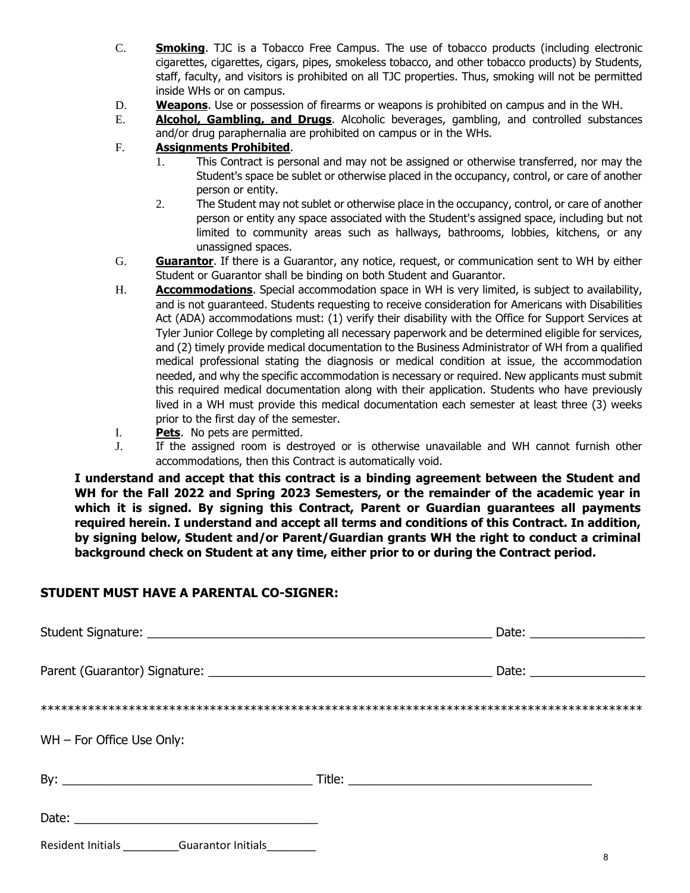C. **Smoking**. TJC is a Tobacco Free Campus. The use of tobacco products (including electronic cigarettes, cigarettes, cigars, pipes, smokeless tobacco, and other tobacco products) by Students, staff, faculty, and visitors is prohibited on all TJC properties. Thus, smoking will not be permitted inside WHs or on campus.

D. **Weapons**. Use or possession of firearms or weapons is prohibited on campus and in the WH.

E. **Alcohol, Gambling, and Drugs**. Alcoholic beverages, gambling, and controlled substances and/or drug paraphernalia are prohibited on campus or in the WHs.

F. **Assignments Prohibited**.

1. This Contract is personal and may not be assigned or otherwise transferred, nor may the Student's space be sublet or otherwise placed in the occupancy, control, or care of another person or entity.
2. The Student may not sublet or otherwise place in the occupancy, control, or care of another person or entity any space associated with the Student's assigned space, including but not limited to community areas such as hallways, bathrooms, lobbies, kitchens, or any unassigned spaces.

G. **Guarantor**. If there is a Guarantor, any notice, request, or communication sent to WH by either Student or Guarantor shall be binding on both Student and Guarantor.

H. **Accommodations**. Special accommodation space in WH is very limited, is subject to availability, and is not guaranteed. Students requesting to receive consideration for Americans with Disabilities Act (ADA) accommodations must: (1) verify their disability with the Office for Support Services at Tyler Junior College by completing all necessary paperwork and be determined eligible for services, and (2) timely provide medical documentation to the Business Administrator of WH from a qualified medical professional stating the diagnosis or medical condition at issue, the accommodation needed, and why the specific accommodation is necessary or required. New applicants must submit this required medical documentation along with their application. Students who have previously lived in a WH must provide this medical documentation each semester at least three (3) weeks prior to the first day of the semester.

I. **Pets**. No pets are permitted.

J. If the assigned room is destroyed or is otherwise unavailable and WH cannot furnish other accommodations, then this Contract is automatically void.

**I understand and accept that this contract is a binding agreement between the Student and WH for the Fall 2022 and Spring 2023 Semesters, or the remainder of the academic year in which it is signed. By signing this Contract, Parent or Guardian guarantees all payments required herein. I understand and accept all terms and conditions of this Contract. In addition, by signing below, Student and/or Parent/Guardian grants WH the right to conduct a criminal background check on Student at any time, either prior to or during the Contract period.**

**STUDENT MUST HAVE A PARENTAL CO-SIGNER:**

Student Signature: ____________________________________________________ Date: _________________

Parent (Guarantor) Signature: _________________________________________ Date: _________________

*****************************************************************************************

WH – For Office Use Only:

By: ____________________________________ Title: ___________________________________

Date: ___________________________________

Resident Initials _________Guarantor Initials________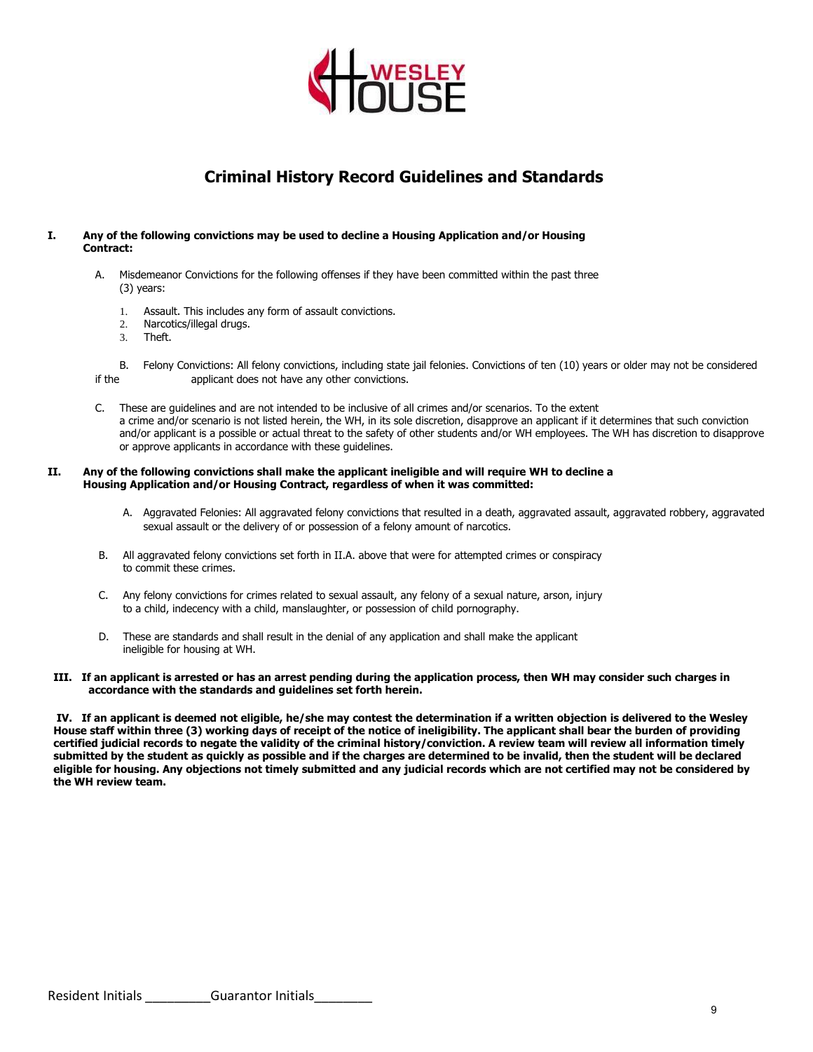# Criminal History Record Guidelines and Standards

**I. Any of the following convictions may be used to decline a Housing Application and/or Housing Contract:**

A. Misdemeanor Convictions for the following offenses if they have been committed within the past three (3) years:

1. Assault. This includes any form of assault convictions.
2. Narcotics/illegal drugs.
3. Theft.

B. Felony Convictions: All felony convictions, including state jail felonies. Convictions of ten (10) years or older may not be considered if the applicant does not have any other convictions.

C. These are guidelines and are not intended to be inclusive of all crimes and/or scenarios. To the extent a crime and/or scenario is not listed herein, the WH, in its sole discretion, disapprove an applicant if it determines that such conviction and/or applicant is a possible or actual threat to the safety of other students and/or WH employees. The WH has discretion to disapprove or approve applicants in accordance with these guidelines.

**II. Any of the following convictions shall make the applicant ineligible and will require WH to decline a Housing Application and/or Housing Contract, regardless of when it was committed:**

A. Aggravated Felonies: All aggravated felony convictions that resulted in a death, aggravated assault, aggravated robbery, aggravated sexual assault or the delivery of or possession of a felony amount of narcotics.

B. All aggravated felony convictions set forth in II.A. above that were for attempted crimes or conspiracy to commit these crimes.

C. Any felony convictions for crimes related to sexual assault, any felony of a sexual nature, arson, injury to a child, indecency with a child, manslaughter, or possession of child pornography.

D. These are standards and shall result in the denial of any application and shall make the applicant ineligible for housing at WH.

**III. If an applicant is arrested or has an arrest pending during the application process, then WH may consider such charges in accordance with the standards and guidelines set forth herein.**

**IV. If an applicant is deemed not eligible, he/she may contest the determination if a written objection is delivered to the Wesley House staff within three (3) working days of receipt of the notice of ineligibility. The applicant shall bear the burden of providing certified judicial records to negate the validity of the criminal history/conviction. A review team will review all information timely submitted by the student as quickly as possible and if the charges are determined to be invalid, then the student will be declared eligible for housing. Any objections not timely submitted and any judicial records which are not certified may not be considered by the WH review team.**

Resident Initials _________Guarantor Initials________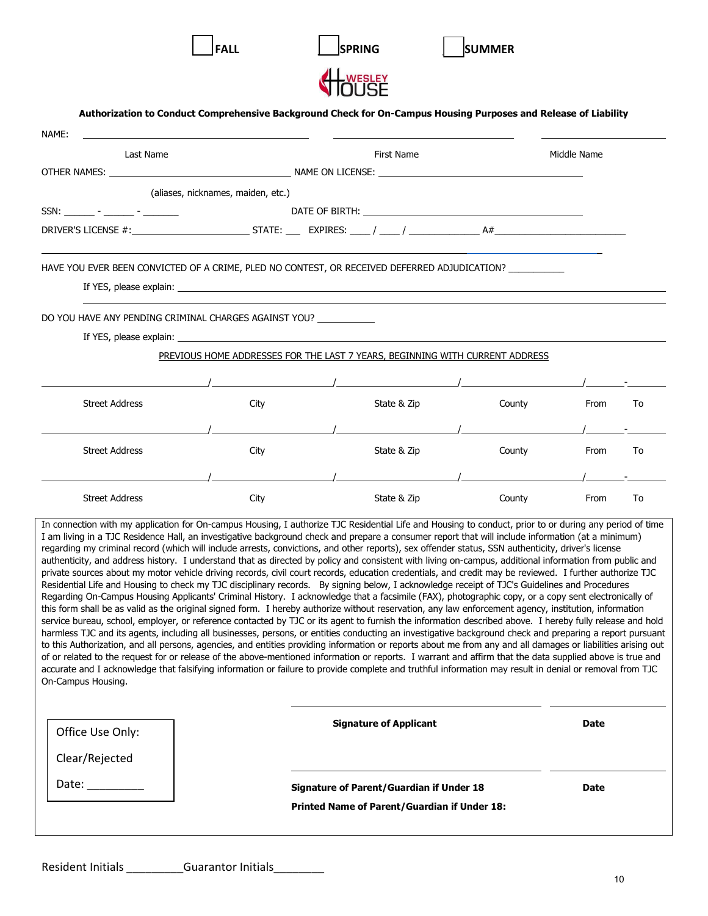☐ **FALL** ☐ **SPRING** ☐ **SUMMER**

WESLEY HOUSE

**Authorization to Conduct Comprehensive Background Check for On-Campus Housing Purposes and Release of Liability**

NAME: ______________________ ______________________ ______________________

Last Name First Name Middle Name

OTHER NAMES: ______________________ NAME ON LICENSE: ______________________

(aliases, nicknames, maiden, etc.)

SSN: ______ - ______ - _______ DATE OF BIRTH: ______________________

DRIVER'S LICENSE #: ______________________ STATE: ___ EXPIRES: ____ / ____ / _____________ A# ______________________

HAVE YOU EVER BEEN CONVICTED OF A CRIME, PLED NO CONTEST, OR RECEIVED DEFERRED ADJUDICATION? __________

If YES, please explain: ______________________

DO YOU HAVE ANY PENDING CRIMINAL CHARGES AGAINST YOU? ___________

If YES, please explain: ______________________

PREVIOUS HOME ADDRESSES FOR THE LAST 7 YEARS, BEGINNING WITH CURRENT ADDRESS

| Street Address | City | State & Zip | County | From | To |
|---|---|---|---|---|---|
| | | | | | |
| | | | | | |
| | | | | | |

In connection with my application for On-campus Housing, I authorize TJC Residential Life and Housing to conduct, prior to or during any period of time I am living in a TJC Residence Hall, an investigative background check and prepare a consumer report that will include information (at a minimum) regarding my criminal record (which will include arrests, convictions, and other reports), sex offender status, SSN authenticity, driver's license authenticity, and address history. I understand that as directed by policy and consistent with living on-campus, additional information from public and private sources about my motor vehicle driving records, civil court records, education credentials, and credit may be reviewed. I further authorize TJC Residential Life and Housing to check my TJC disciplinary records. By signing below, I acknowledge receipt of TJC's Guidelines and Procedures Regarding On-Campus Housing Applicants' Criminal History. I acknowledge that a facsimile (FAX), photographic copy, or a copy sent electronically of this form shall be as valid as the original signed form. I hereby authorize without reservation, any law enforcement agency, institution, information service bureau, school, employer, or reference contacted by TJC or its agent to furnish the information described above. I hereby fully release and hold harmless TJC and its agents, including all businesses, persons, or entities conducting an investigative background check and preparing a report pursuant to this Authorization, and all persons, agencies, and entities providing information or reports about me from any and all damages or liabilities arising out of or related to the request for or release of the above-mentioned information or reports. I warrant and affirm that the data supplied above is true and accurate and I acknowledge that falsifying information or failure to provide complete and truthful information may result in denial or removal from TJC On-Campus Housing.

Office Use Only:

Clear/Rejected

Date: _________

______________________ **Signature of Applicant** ______________ **Date**

______________________ **Signature of Parent/Guardian if Under 18** ______________ **Date**

**Printed Name of Parent/Guardian if Under 18:**

Resident Initials _________ Guarantor Initials________